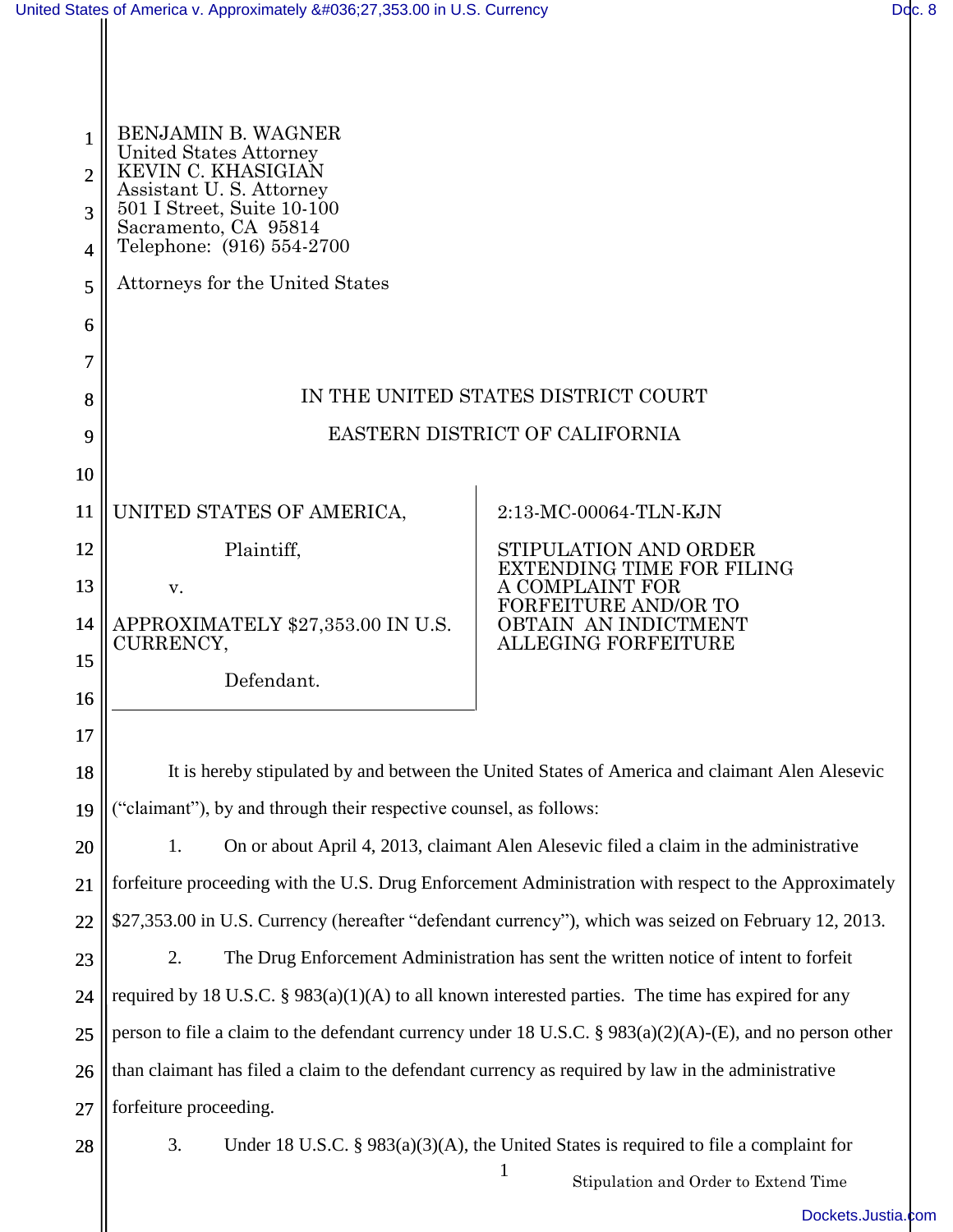BENJAMIN B. WAGNER
United States Attorney
KEVIN C. KHASIGIAN
Assistant U. S. Attorney
501 I Street, Suite 10-100
Sacramento, CA 95814
Telephone: (916) 554-2700

Attorneys for the United States

IN THE UNITED STATES DISTRICT COURT

EASTERN DISTRICT OF CALIFORNIA

UNITED STATES OF AMERICA,

Plaintiff,

v.

APPROXIMATELY $27,353.00 IN U.S. CURRENCY,

Defendant.

2:13-MC-00064-TLN-KJN

STIPULATION AND ORDER EXTENDING TIME FOR FILING A COMPLAINT FOR FORFEITURE AND/OR TO OBTAIN AN INDICTMENT ALLEGING FORFEITURE

It is hereby stipulated by and between the United States of America and claimant Alen Alesevic ("claimant"), by and through their respective counsel, as follows:

1. On or about April 4, 2013, claimant Alen Alesevic filed a claim in the administrative forfeiture proceeding with the U.S. Drug Enforcement Administration with respect to the Approximately $27,353.00 in U.S. Currency (hereafter "defendant currency"), which was seized on February 12, 2013.

2. The Drug Enforcement Administration has sent the written notice of intent to forfeit required by 18 U.S.C. § 983(a)(1)(A) to all known interested parties. The time has expired for any person to file a claim to the defendant currency under 18 U.S.C. § 983(a)(2)(A)-(E), and no person other than claimant has filed a claim to the defendant currency as required by law in the administrative forfeiture proceeding.

3. Under 18 U.S.C. § 983(a)(3)(A), the United States is required to file a complaint for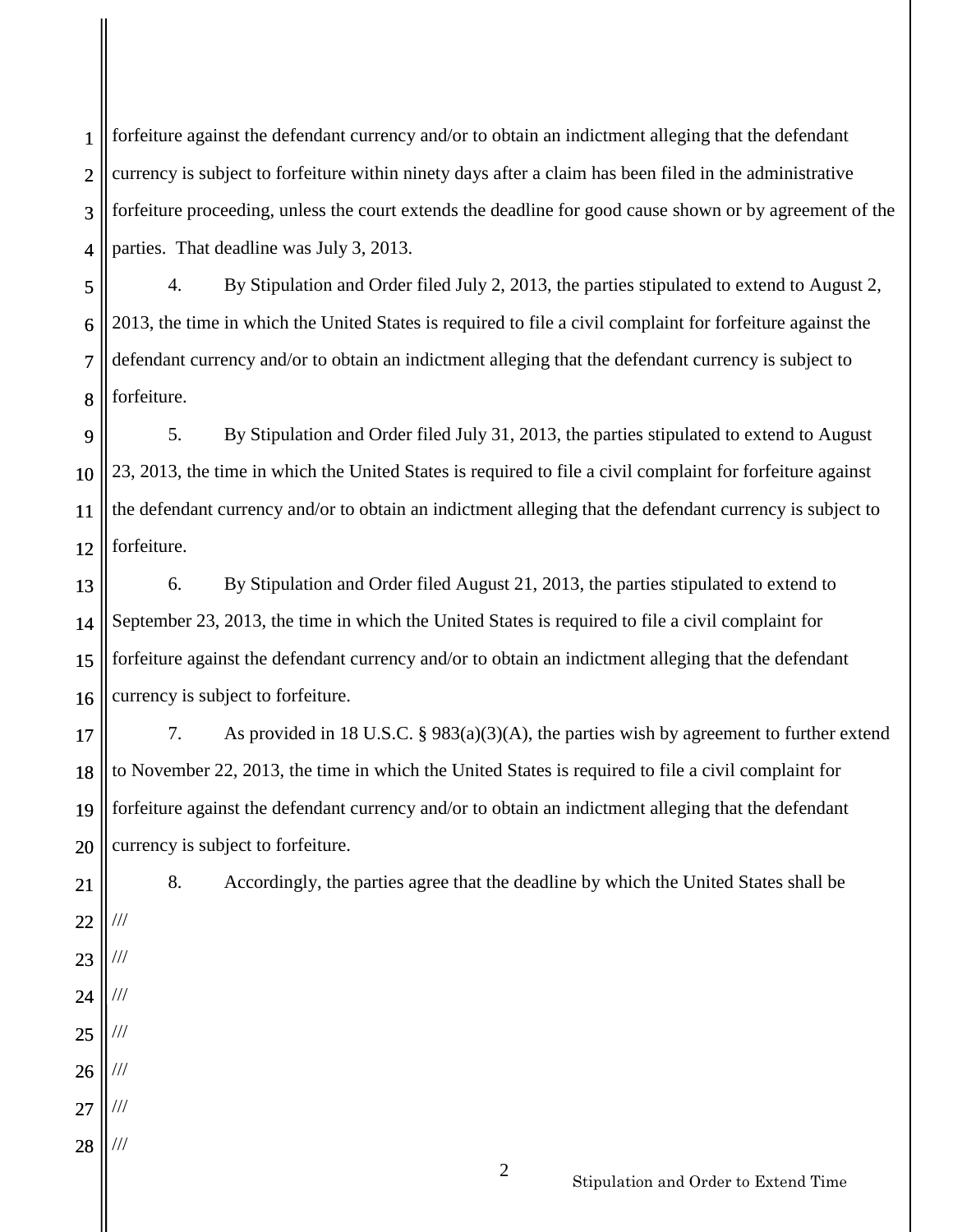forfeiture against the defendant currency and/or to obtain an indictment alleging that the defendant currency is subject to forfeiture within ninety days after a claim has been filed in the administrative forfeiture proceeding, unless the court extends the deadline for good cause shown or by agreement of the parties. That deadline was July 3, 2013.

4. By Stipulation and Order filed July 2, 2013, the parties stipulated to extend to August 2, 2013, the time in which the United States is required to file a civil complaint for forfeiture against the defendant currency and/or to obtain an indictment alleging that the defendant currency is subject to forfeiture.

5. By Stipulation and Order filed July 31, 2013, the parties stipulated to extend to August 23, 2013, the time in which the United States is required to file a civil complaint for forfeiture against the defendant currency and/or to obtain an indictment alleging that the defendant currency is subject to forfeiture.

6. By Stipulation and Order filed August 21, 2013, the parties stipulated to extend to September 23, 2013, the time in which the United States is required to file a civil complaint for forfeiture against the defendant currency and/or to obtain an indictment alleging that the defendant currency is subject to forfeiture.

7. As provided in 18 U.S.C. § 983(a)(3)(A), the parties wish by agreement to further extend to November 22, 2013, the time in which the United States is required to file a civil complaint for forfeiture against the defendant currency and/or to obtain an indictment alleging that the defendant currency is subject to forfeiture.

8. Accordingly, the parties agree that the deadline by which the United States shall be

///

///

///

///

///

///

///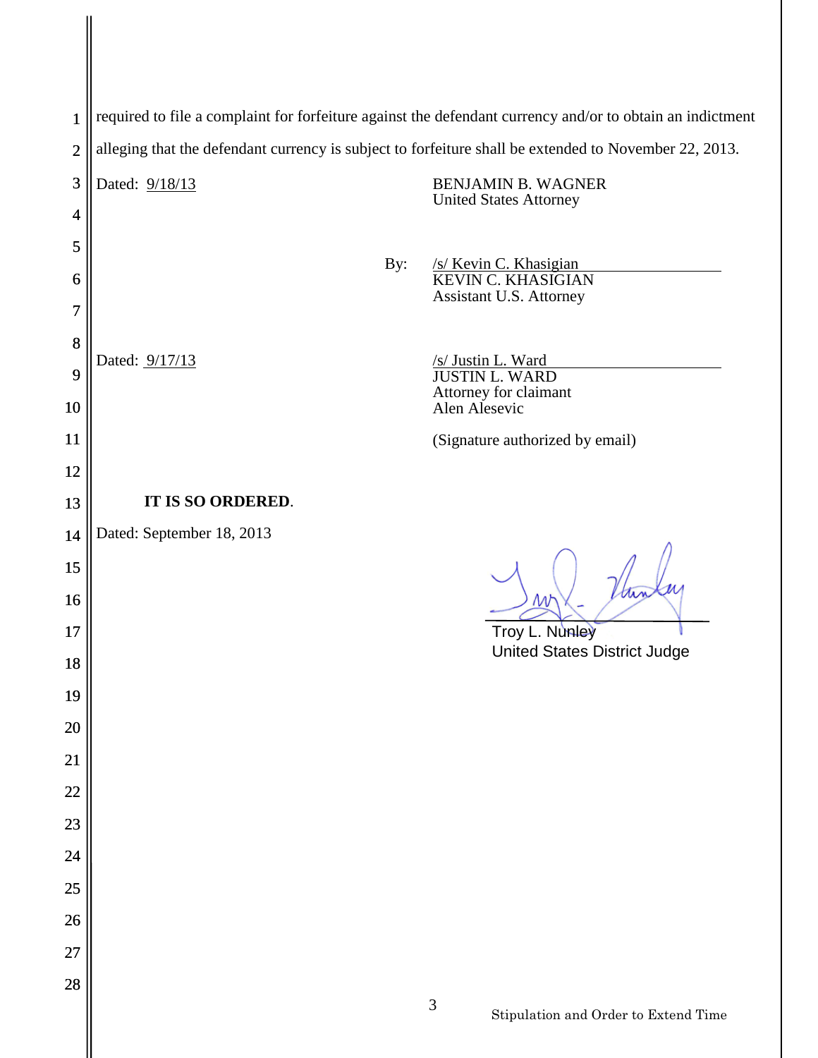required to file a complaint for forfeiture against the defendant currency and/or to obtain an indictment alleging that the defendant currency is subject to forfeiture shall be extended to November 22, 2013.

Dated: 9/18/13

BENJAMIN B. WAGNER
United States Attorney

By: /s/ Kevin C. Khasigian
KEVIN C. KHASIGIAN
Assistant U.S. Attorney

Dated: 9/17/13

/s/ Justin L. Ward
JUSTIN L. WARD
Attorney for claimant
Alen Alesevic

(Signature authorized by email)

**IT IS SO ORDERED**.

Dated: September 18, 2013

Troy L. Nunley
United States District Judge